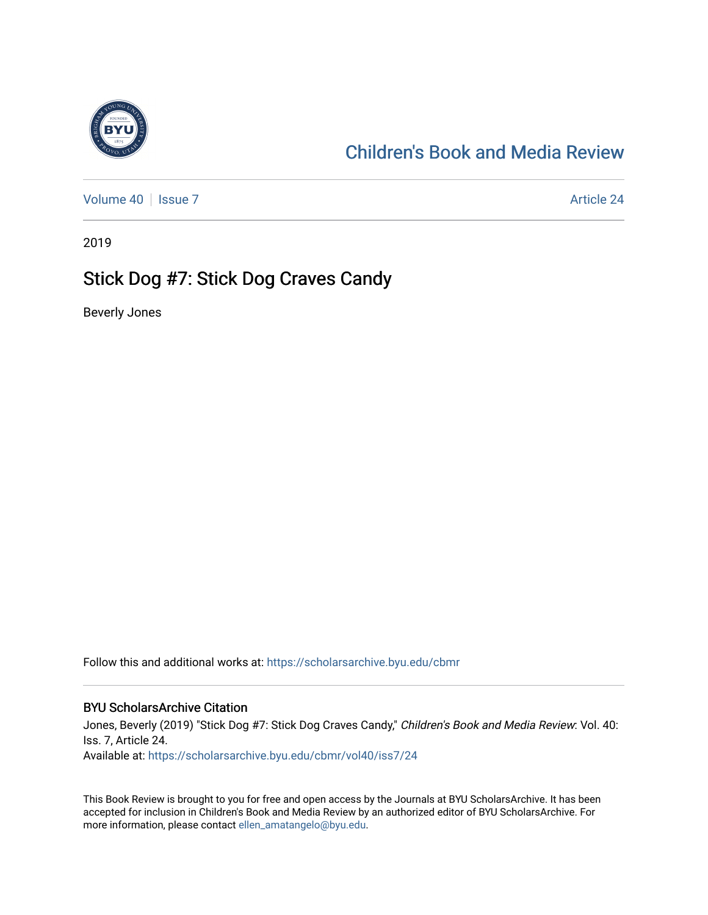Children's Book and Media Review

Volume 40 | Issue 7 Article 24

2019

# Stick Dog #7: Stick Dog Craves Candy

Beverly Jones

Follow this and additional works at: https://scholarsarchive.byu.edu/cbmr

## BYU ScholarsArchive Citation

Jones, Beverly (2019) "Stick Dog #7: Stick Dog Craves Candy," *Children's Book and Media Review*: Vol. 40: Iss. 7, Article 24.
Available at: https://scholarsarchive.byu.edu/cbmr/vol40/iss7/24

This Book Review is brought to you for free and open access by the Journals at BYU ScholarsArchive. It has been accepted for inclusion in Children's Book and Media Review by an authorized editor of BYU ScholarsArchive. For more information, please contact ellen_amatangelo@byu.edu.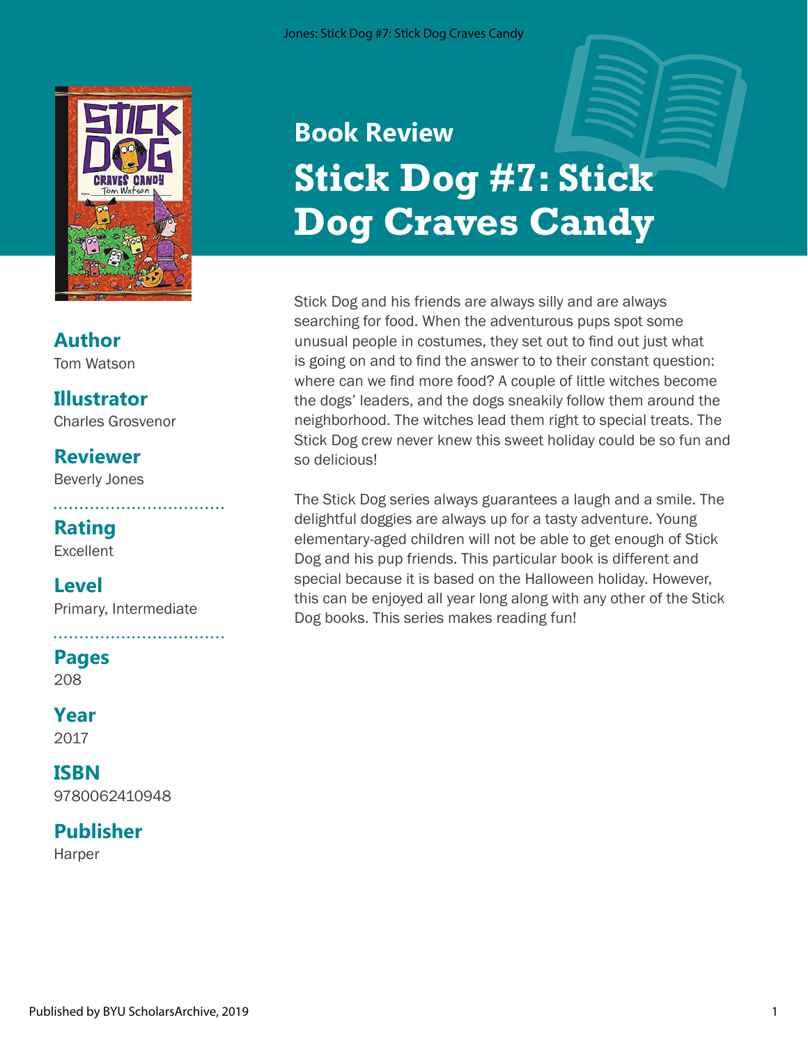## Book Review

# Stick Dog #7: Stick Dog Craves Candy

**Author**
Tom Watson

**Illustrator**
Charles Grosvenor

**Reviewer**
Beverly Jones

**Rating**
Excellent

**Level**
Primary, Intermediate

**Pages**
208

**Year**
2017

**ISBN**
9780062410948

**Publisher**
Harper

Stick Dog and his friends are always silly and are always searching for food. When the adventurous pups spot some unusual people in costumes, they set out to find out just what is going on and to find the answer to to their constant question: where can we find more food? A couple of little witches become the dogs' leaders, and the dogs sneakily follow them around the neighborhood. The witches lead them right to special treats. The Stick Dog crew never knew this sweet holiday could be so fun and so delicious!

The Stick Dog series always guarantees a laugh and a smile. The delightful doggies are always up for a tasty adventure. Young elementary-aged children will not be able to get enough of Stick Dog and his pup friends. This particular book is different and special because it is based on the Halloween holiday. However, this can be enjoyed all year long along with any other of the Stick Dog books. This series makes reading fun!